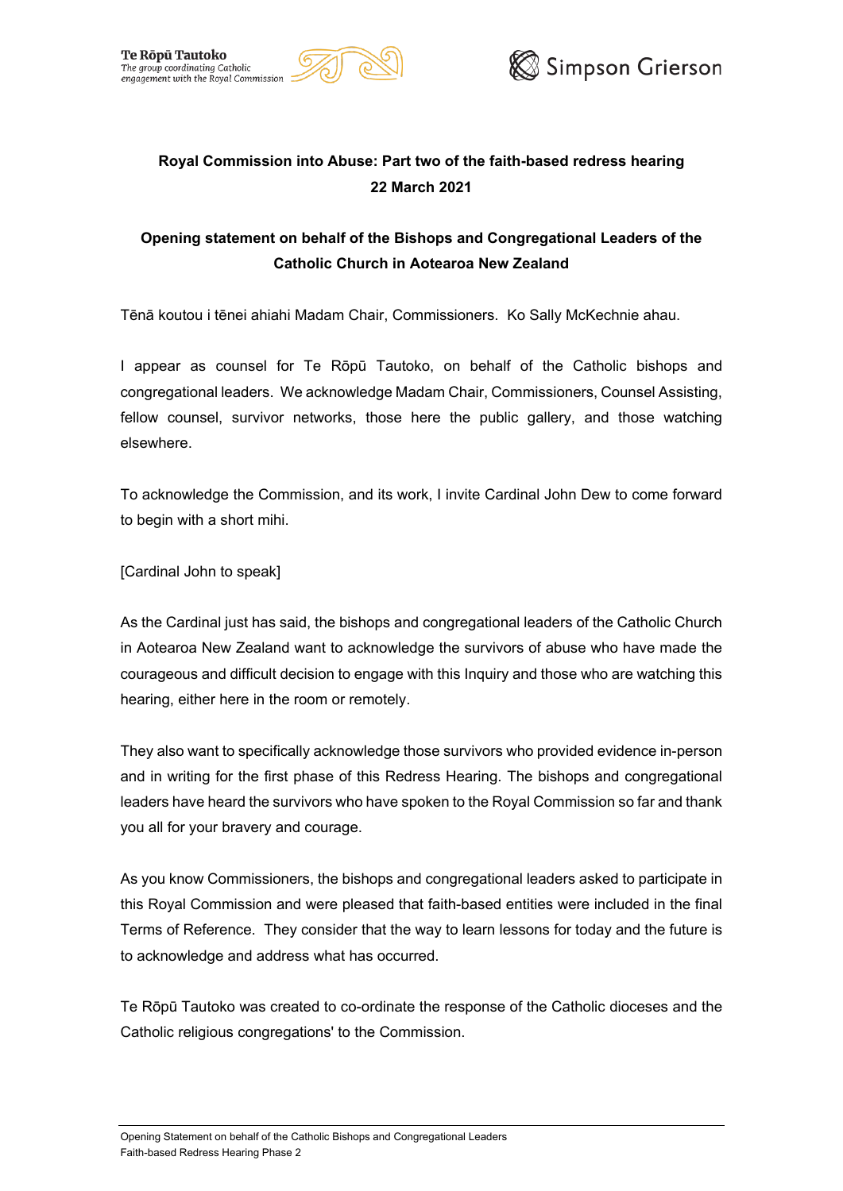Te Rōpū Tautoko
*The group coordinating Catholic engagement with the Royal Commission*

Simpson Grierson

**Royal Commission into Abuse: Part two of the faith-based redress hearing**
**22 March 2021**

**Opening statement on behalf of the Bishops and Congregational Leaders of the Catholic Church in Aotearoa New Zealand**

Tēnā koutou i tēnei ahiahi Madam Chair, Commissioners. Ko Sally McKechnie ahau.

I appear as counsel for Te Rōpū Tautoko, on behalf of the Catholic bishops and congregational leaders. We acknowledge Madam Chair, Commissioners, Counsel Assisting, fellow counsel, survivor networks, those here the public gallery, and those watching elsewhere.

To acknowledge the Commission, and its work, I invite Cardinal John Dew to come forward to begin with a short mihi.

[Cardinal John to speak]

As the Cardinal just has said, the bishops and congregational leaders of the Catholic Church in Aotearoa New Zealand want to acknowledge the survivors of abuse who have made the courageous and difficult decision to engage with this Inquiry and those who are watching this hearing, either here in the room or remotely.

They also want to specifically acknowledge those survivors who provided evidence in-person and in writing for the first phase of this Redress Hearing. The bishops and congregational leaders have heard the survivors who have spoken to the Royal Commission so far and thank you all for your bravery and courage.

As you know Commissioners, the bishops and congregational leaders asked to participate in this Royal Commission and were pleased that faith-based entities were included in the final Terms of Reference. They consider that the way to learn lessons for today and the future is to acknowledge and address what has occurred.

Te Rōpū Tautoko was created to co-ordinate the response of the Catholic dioceses and the Catholic religious congregations' to the Commission.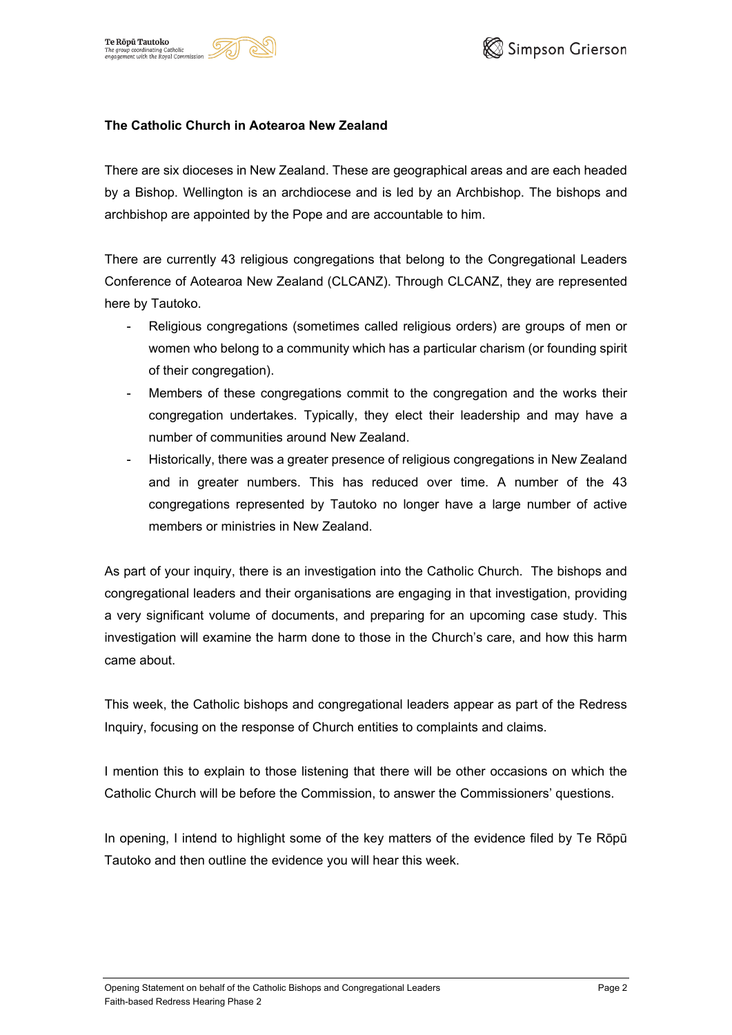**The Catholic Church in Aotearoa New Zealand**

There are six dioceses in New Zealand. These are geographical areas and are each headed by a Bishop. Wellington is an archdiocese and is led by an Archbishop. The bishops and archbishop are appointed by the Pope and are accountable to him.

There are currently 43 religious congregations that belong to the Congregational Leaders Conference of Aotearoa New Zealand (CLCANZ). Through CLCANZ, they are represented here by Tautoko.

- Religious congregations (sometimes called religious orders) are groups of men or women who belong to a community which has a particular charism (or founding spirit of their congregation).
- Members of these congregations commit to the congregation and the works their congregation undertakes. Typically, they elect their leadership and may have a number of communities around New Zealand.
- Historically, there was a greater presence of religious congregations in New Zealand and in greater numbers. This has reduced over time. A number of the 43 congregations represented by Tautoko no longer have a large number of active members or ministries in New Zealand.

As part of your inquiry, there is an investigation into the Catholic Church. The bishops and congregational leaders and their organisations are engaging in that investigation, providing a very significant volume of documents, and preparing for an upcoming case study. This investigation will examine the harm done to those in the Church's care, and how this harm came about.

This week, the Catholic bishops and congregational leaders appear as part of the Redress Inquiry, focusing on the response of Church entities to complaints and claims.

I mention this to explain to those listening that there will be other occasions on which the Catholic Church will be before the Commission, to answer the Commissioners' questions.

In opening, I intend to highlight some of the key matters of the evidence filed by Te Rōpū Tautoko and then outline the evidence you will hear this week.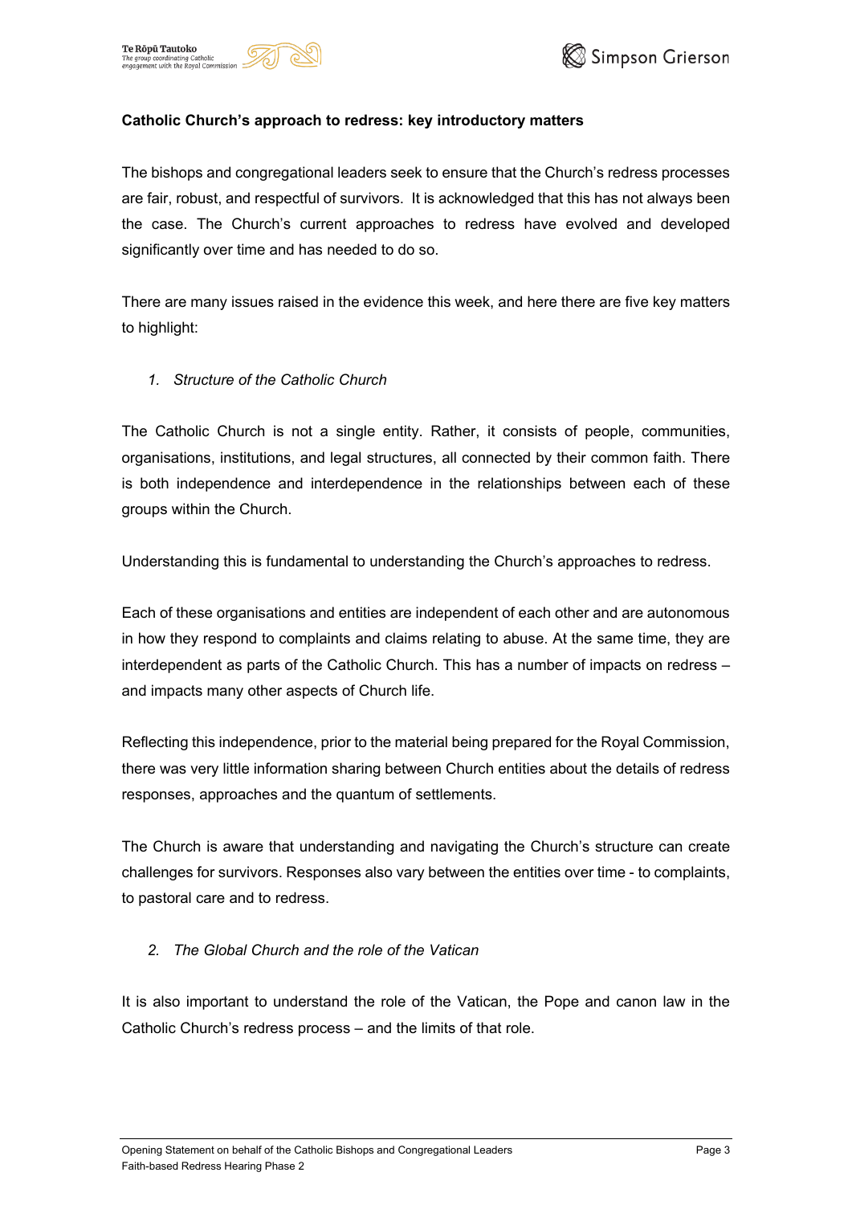**Catholic Church's approach to redress: key introductory matters**

The bishops and congregational leaders seek to ensure that the Church's redress processes are fair, robust, and respectful of survivors. It is acknowledged that this has not always been the case. The Church's current approaches to redress have evolved and developed significantly over time and has needed to do so.

There are many issues raised in the evidence this week, and here there are five key matters to highlight:

1. *Structure of the Catholic Church*

The Catholic Church is not a single entity. Rather, it consists of people, communities, organisations, institutions, and legal structures, all connected by their common faith. There is both independence and interdependence in the relationships between each of these groups within the Church.

Understanding this is fundamental to understanding the Church's approaches to redress.

Each of these organisations and entities are independent of each other and are autonomous in how they respond to complaints and claims relating to abuse. At the same time, they are interdependent as parts of the Catholic Church. This has a number of impacts on redress – and impacts many other aspects of Church life.

Reflecting this independence, prior to the material being prepared for the Royal Commission, there was very little information sharing between Church entities about the details of redress responses, approaches and the quantum of settlements.

The Church is aware that understanding and navigating the Church's structure can create challenges for survivors. Responses also vary between the entities over time - to complaints, to pastoral care and to redress.

2. *The Global Church and the role of the Vatican*

It is also important to understand the role of the Vatican, the Pope and canon law in the Catholic Church's redress process – and the limits of that role.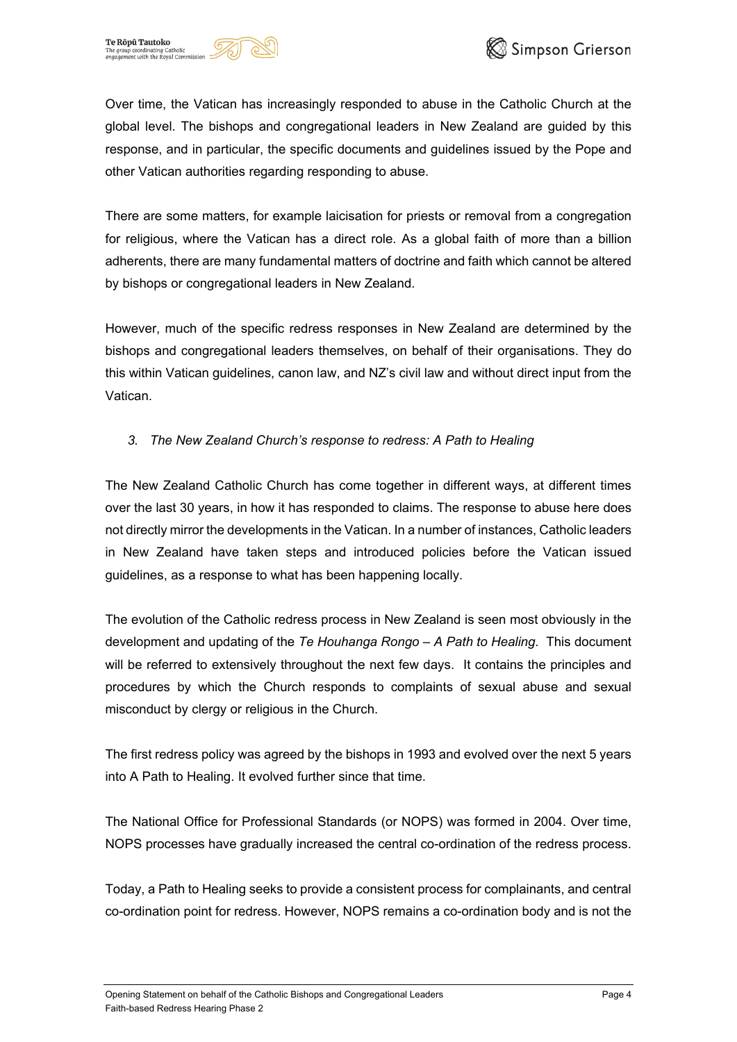Over time, the Vatican has increasingly responded to abuse in the Catholic Church at the global level. The bishops and congregational leaders in New Zealand are guided by this response, and in particular, the specific documents and guidelines issued by the Pope and other Vatican authorities regarding responding to abuse.

There are some matters, for example laicisation for priests or removal from a congregation for religious, where the Vatican has a direct role. As a global faith of more than a billion adherents, there are many fundamental matters of doctrine and faith which cannot be altered by bishops or congregational leaders in New Zealand.

However, much of the specific redress responses in New Zealand are determined by the bishops and congregational leaders themselves, on behalf of their organisations. They do this within Vatican guidelines, canon law, and NZ's civil law and without direct input from the Vatican.

### 3. *The New Zealand Church's response to redress: A Path to Healing*

The New Zealand Catholic Church has come together in different ways, at different times over the last 30 years, in how it has responded to claims. The response to abuse here does not directly mirror the developments in the Vatican. In a number of instances, Catholic leaders in New Zealand have taken steps and introduced policies before the Vatican issued guidelines, as a response to what has been happening locally.

The evolution of the Catholic redress process in New Zealand is seen most obviously in the development and updating of the *Te Houhanga Rongo – A Path to Healing*. This document will be referred to extensively throughout the next few days. It contains the principles and procedures by which the Church responds to complaints of sexual abuse and sexual misconduct by clergy or religious in the Church.

The first redress policy was agreed by the bishops in 1993 and evolved over the next 5 years into A Path to Healing. It evolved further since that time.

The National Office for Professional Standards (or NOPS) was formed in 2004. Over time, NOPS processes have gradually increased the central co-ordination of the redress process.

Today, a Path to Healing seeks to provide a consistent process for complainants, and central co-ordination point for redress. However, NOPS remains a co-ordination body and is not the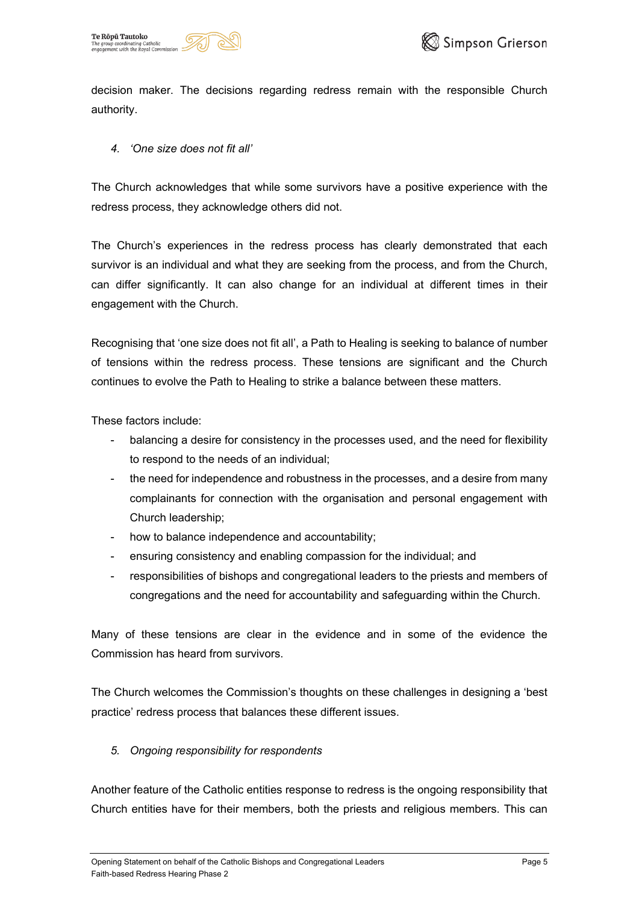decision maker. The decisions regarding redress remain with the responsible Church authority.

*4. 'One size does not fit all'*

The Church acknowledges that while some survivors have a positive experience with the redress process, they acknowledge others did not.

The Church's experiences in the redress process has clearly demonstrated that each survivor is an individual and what they are seeking from the process, and from the Church, can differ significantly. It can also change for an individual at different times in their engagement with the Church.

Recognising that 'one size does not fit all', a Path to Healing is seeking to balance of number of tensions within the redress process. These tensions are significant and the Church continues to evolve the Path to Healing to strike a balance between these matters.

These factors include:

- balancing a desire for consistency in the processes used, and the need for flexibility to respond to the needs of an individual;
- the need for independence and robustness in the processes, and a desire from many complainants for connection with the organisation and personal engagement with Church leadership;
- how to balance independence and accountability;
- ensuring consistency and enabling compassion for the individual; and
- responsibilities of bishops and congregational leaders to the priests and members of congregations and the need for accountability and safeguarding within the Church.

Many of these tensions are clear in the evidence and in some of the evidence the Commission has heard from survivors.

The Church welcomes the Commission's thoughts on these challenges in designing a 'best practice' redress process that balances these different issues.

*5. Ongoing responsibility for respondents*

Another feature of the Catholic entities response to redress is the ongoing responsibility that Church entities have for their members, both the priests and religious members. This can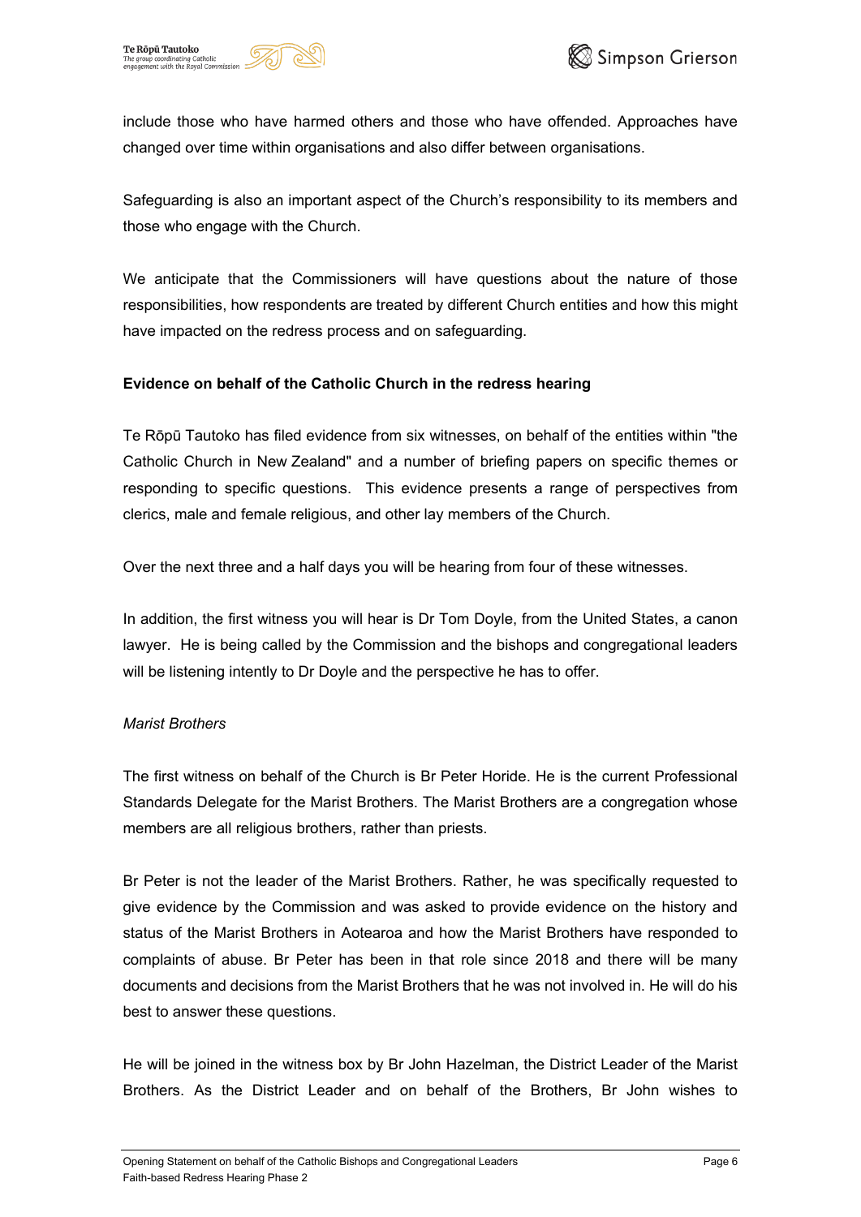include those who have harmed others and those who have offended. Approaches have changed over time within organisations and also differ between organisations.

Safeguarding is also an important aspect of the Church's responsibility to its members and those who engage with the Church.

We anticipate that the Commissioners will have questions about the nature of those responsibilities, how respondents are treated by different Church entities and how this might have impacted on the redress process and on safeguarding.

**Evidence on behalf of the Catholic Church in the redress hearing**

Te Rōpū Tautoko has filed evidence from six witnesses, on behalf of the entities within "the Catholic Church in New Zealand" and a number of briefing papers on specific themes or responding to specific questions. This evidence presents a range of perspectives from clerics, male and female religious, and other lay members of the Church.

Over the next three and a half days you will be hearing from four of these witnesses.

In addition, the first witness you will hear is Dr Tom Doyle, from the United States, a canon lawyer. He is being called by the Commission and the bishops and congregational leaders will be listening intently to Dr Doyle and the perspective he has to offer.

*Marist Brothers*

The first witness on behalf of the Church is Br Peter Horide. He is the current Professional Standards Delegate for the Marist Brothers. The Marist Brothers are a congregation whose members are all religious brothers, rather than priests.

Br Peter is not the leader of the Marist Brothers. Rather, he was specifically requested to give evidence by the Commission and was asked to provide evidence on the history and status of the Marist Brothers in Aotearoa and how the Marist Brothers have responded to complaints of abuse. Br Peter has been in that role since 2018 and there will be many documents and decisions from the Marist Brothers that he was not involved in. He will do his best to answer these questions.

He will be joined in the witness box by Br John Hazelman, the District Leader of the Marist Brothers. As the District Leader and on behalf of the Brothers, Br John wishes to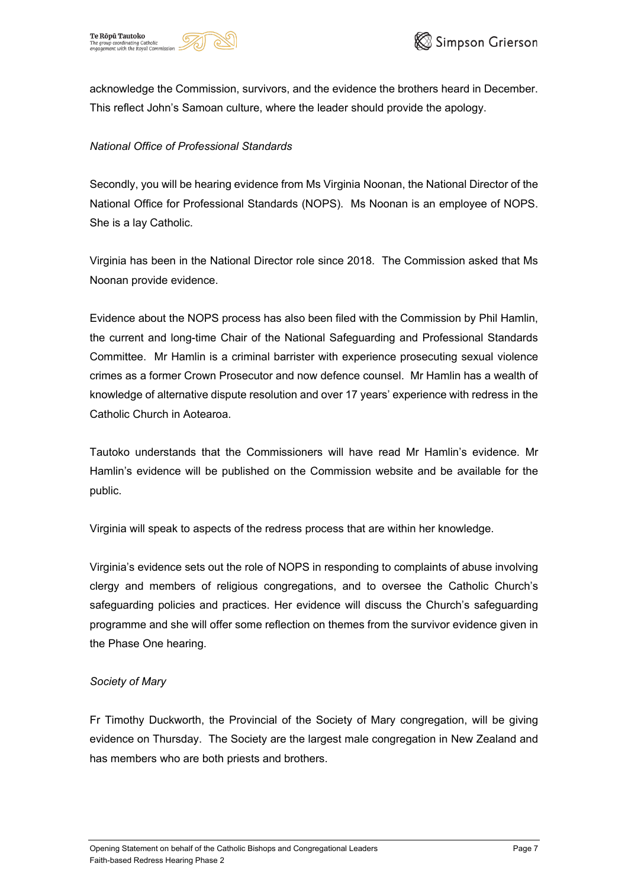acknowledge the Commission, survivors, and the evidence the brothers heard in December. This reflect John's Samoan culture, where the leader should provide the apology.

*National Office of Professional Standards*

Secondly, you will be hearing evidence from Ms Virginia Noonan, the National Director of the National Office for Professional Standards (NOPS). Ms Noonan is an employee of NOPS. She is a lay Catholic.

Virginia has been in the National Director role since 2018. The Commission asked that Ms Noonan provide evidence.

Evidence about the NOPS process has also been filed with the Commission by Phil Hamlin, the current and long-time Chair of the National Safeguarding and Professional Standards Committee. Mr Hamlin is a criminal barrister with experience prosecuting sexual violence crimes as a former Crown Prosecutor and now defence counsel. Mr Hamlin has a wealth of knowledge of alternative dispute resolution and over 17 years' experience with redress in the Catholic Church in Aotearoa.

Tautoko understands that the Commissioners will have read Mr Hamlin's evidence. Mr Hamlin's evidence will be published on the Commission website and be available for the public.

Virginia will speak to aspects of the redress process that are within her knowledge.

Virginia's evidence sets out the role of NOPS in responding to complaints of abuse involving clergy and members of religious congregations, and to oversee the Catholic Church's safeguarding policies and practices. Her evidence will discuss the Church's safeguarding programme and she will offer some reflection on themes from the survivor evidence given in the Phase One hearing.

*Society of Mary*

Fr Timothy Duckworth, the Provincial of the Society of Mary congregation, will be giving evidence on Thursday. The Society are the largest male congregation in New Zealand and has members who are both priests and brothers.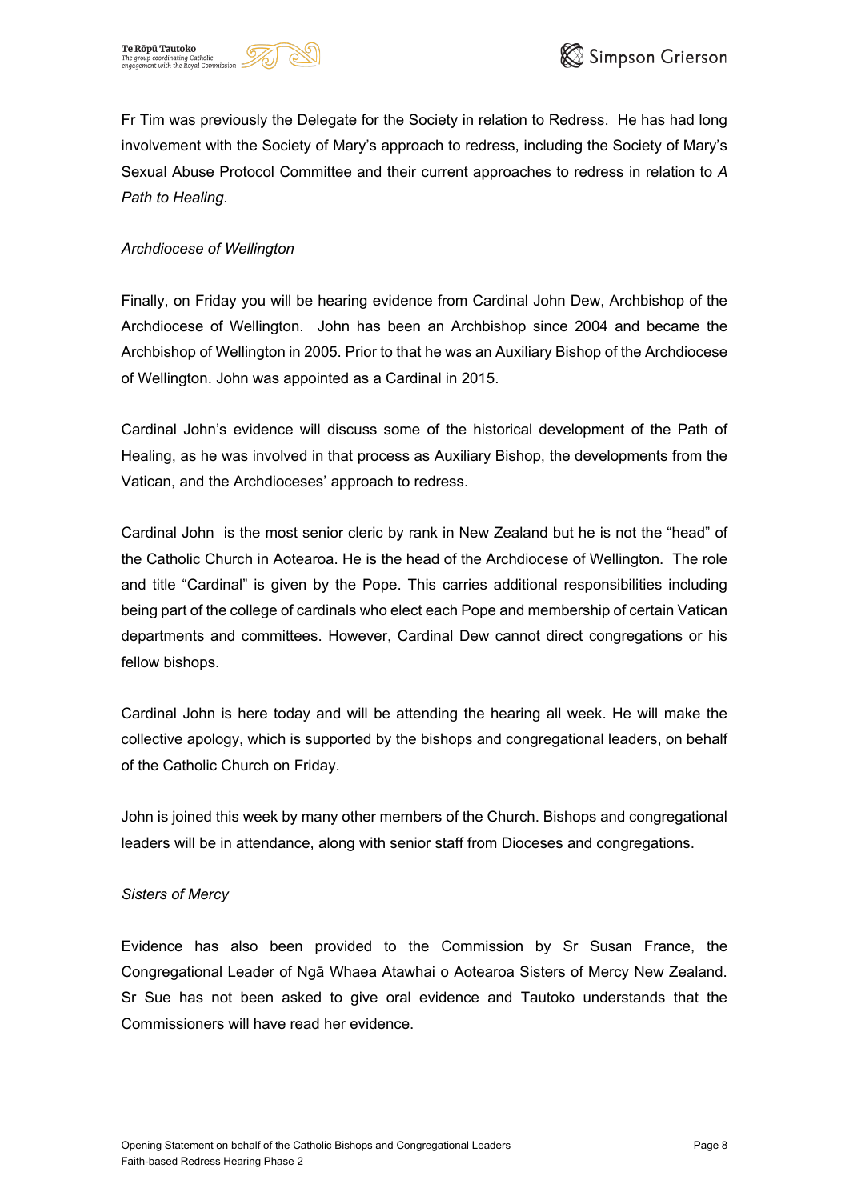Fr Tim was previously the Delegate for the Society in relation to Redress. He has had long involvement with the Society of Mary's approach to redress, including the Society of Mary's Sexual Abuse Protocol Committee and their current approaches to redress in relation to *A Path to Healing*.

*Archdiocese of Wellington*

Finally, on Friday you will be hearing evidence from Cardinal John Dew, Archbishop of the Archdiocese of Wellington. John has been an Archbishop since 2004 and became the Archbishop of Wellington in 2005. Prior to that he was an Auxiliary Bishop of the Archdiocese of Wellington. John was appointed as a Cardinal in 2015.

Cardinal John's evidence will discuss some of the historical development of the Path of Healing, as he was involved in that process as Auxiliary Bishop, the developments from the Vatican, and the Archdioceses' approach to redress.

Cardinal John is the most senior cleric by rank in New Zealand but he is not the "head" of the Catholic Church in Aotearoa. He is the head of the Archdiocese of Wellington. The role and title "Cardinal" is given by the Pope. This carries additional responsibilities including being part of the college of cardinals who elect each Pope and membership of certain Vatican departments and committees. However, Cardinal Dew cannot direct congregations or his fellow bishops.

Cardinal John is here today and will be attending the hearing all week. He will make the collective apology, which is supported by the bishops and congregational leaders, on behalf of the Catholic Church on Friday.

John is joined this week by many other members of the Church. Bishops and congregational leaders will be in attendance, along with senior staff from Dioceses and congregations.

*Sisters of Mercy*

Evidence has also been provided to the Commission by Sr Susan France, the Congregational Leader of Ngā Whaea Atawhai o Aotearoa Sisters of Mercy New Zealand. Sr Sue has not been asked to give oral evidence and Tautoko understands that the Commissioners will have read her evidence.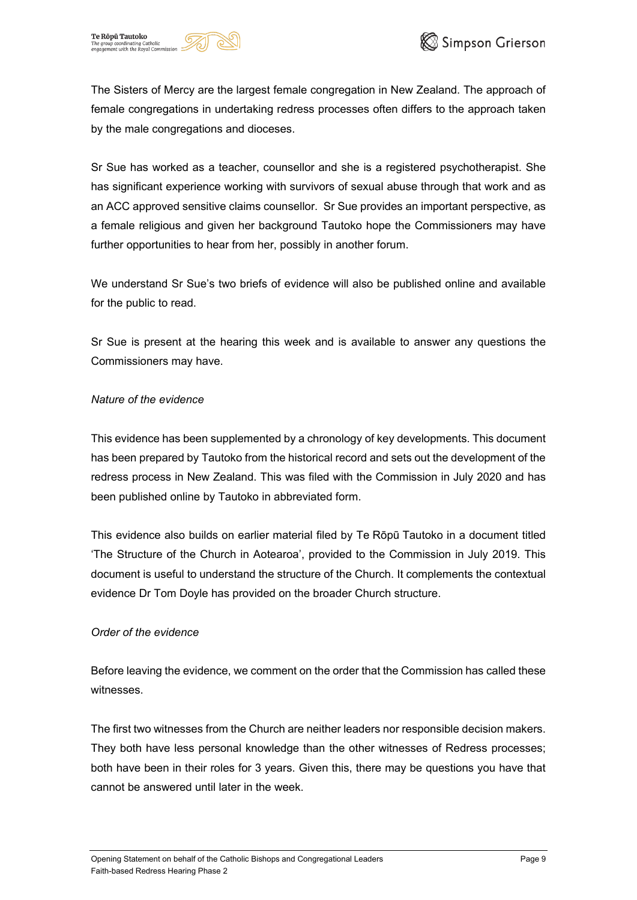The Sisters of Mercy are the largest female congregation in New Zealand. The approach of female congregations in undertaking redress processes often differs to the approach taken by the male congregations and dioceses.

Sr Sue has worked as a teacher, counsellor and she is a registered psychotherapist. She has significant experience working with survivors of sexual abuse through that work and as an ACC approved sensitive claims counsellor. Sr Sue provides an important perspective, as a female religious and given her background Tautoko hope the Commissioners may have further opportunities to hear from her, possibly in another forum.

We understand Sr Sue's two briefs of evidence will also be published online and available for the public to read.

Sr Sue is present at the hearing this week and is available to answer any questions the Commissioners may have.

*Nature of the evidence*

This evidence has been supplemented by a chronology of key developments. This document has been prepared by Tautoko from the historical record and sets out the development of the redress process in New Zealand. This was filed with the Commission in July 2020 and has been published online by Tautoko in abbreviated form.

This evidence also builds on earlier material filed by Te Rōpū Tautoko in a document titled 'The Structure of the Church in Aotearoa', provided to the Commission in July 2019. This document is useful to understand the structure of the Church. It complements the contextual evidence Dr Tom Doyle has provided on the broader Church structure.

*Order of the evidence*

Before leaving the evidence, we comment on the order that the Commission has called these witnesses.

The first two witnesses from the Church are neither leaders nor responsible decision makers. They both have less personal knowledge than the other witnesses of Redress processes; both have been in their roles for 3 years. Given this, there may be questions you have that cannot be answered until later in the week.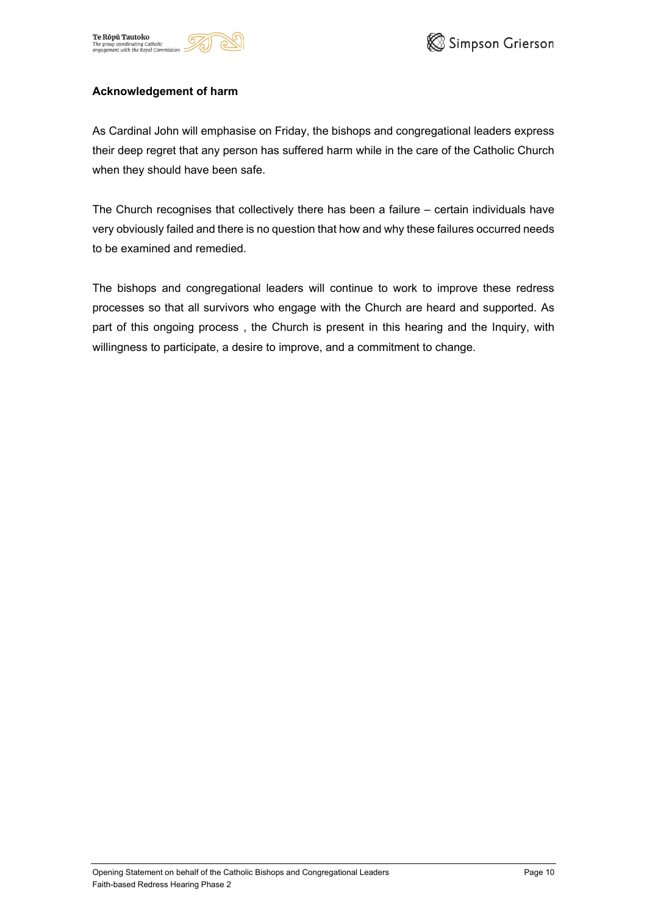**Acknowledgement of harm**

As Cardinal John will emphasise on Friday, the bishops and congregational leaders express their deep regret that any person has suffered harm while in the care of the Catholic Church when they should have been safe.

The Church recognises that collectively there has been a failure – certain individuals have very obviously failed and there is no question that how and why these failures occurred needs to be examined and remedied.

The bishops and congregational leaders will continue to work to improve these redress processes so that all survivors who engage with the Church are heard and supported. As part of this ongoing process , the Church is present in this hearing and the Inquiry, with willingness to participate, a desire to improve, and a commitment to change.